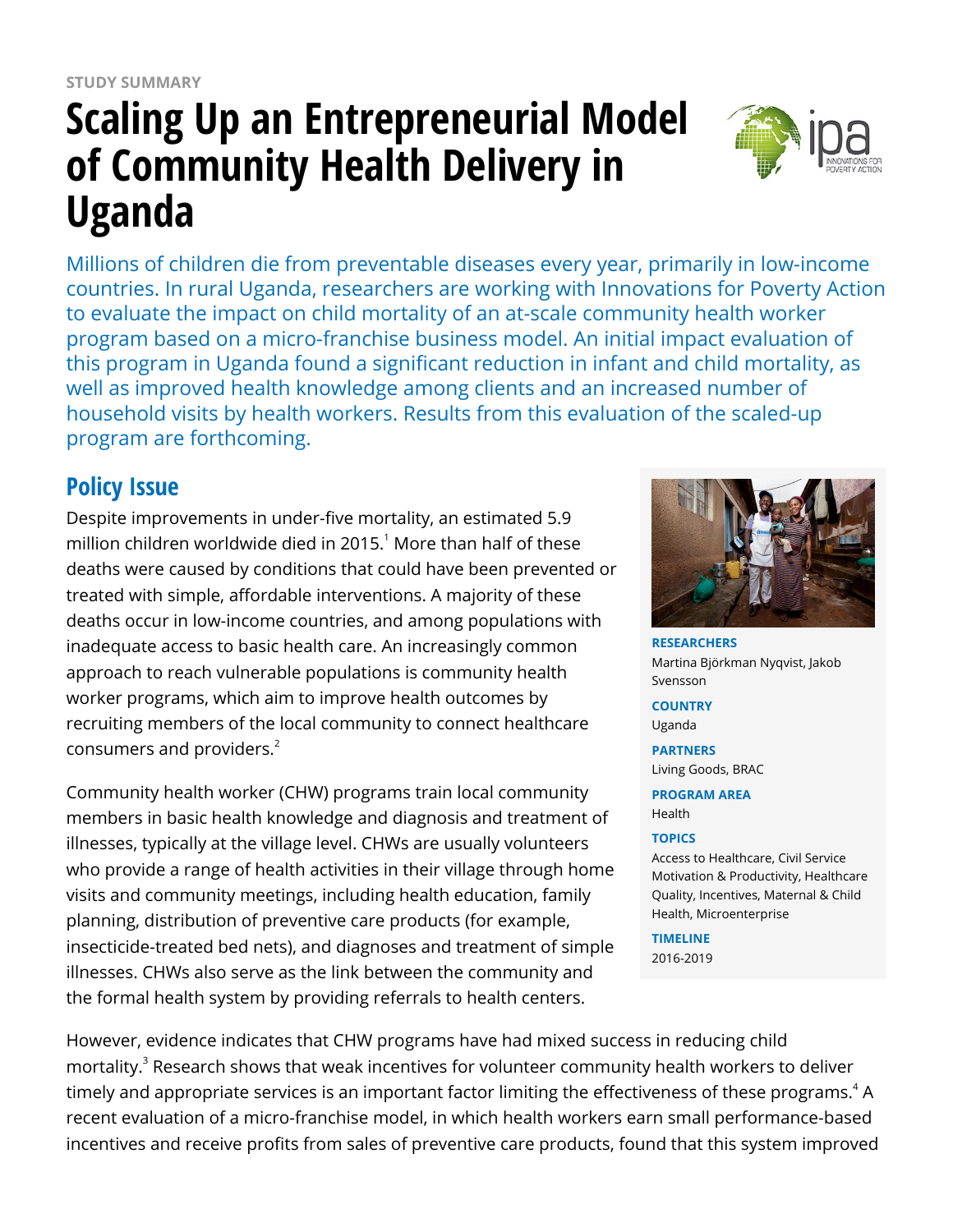STUDY SUMMARY

# Scaling Up an Entrepreneurial Model of Community Health Delivery in Uganda

Millions of children die from preventable diseases every year, primarily in low-income countries. In rural Uganda, researchers are working with Innovations for Poverty Action to evaluate the impact on child mortality of an at-scale community health worker program based on a micro-franchise business model. An initial impact evaluation of this program in Uganda found a significant reduction in infant and child mortality, as well as improved health knowledge among clients and an increased number of household visits by health workers. Results from this evaluation of the scaled-up program are forthcoming.

**RESEARCHERS**
Martina Björkman Nyqvist, Jakob Svensson

**COUNTRY**
Uganda

**PARTNERS**
Living Goods, BRAC

**PROGRAM AREA**
Health

**TOPICS**
Access to Healthcare, Civil Service Motivation & Productivity, Healthcare Quality, Incentives, Maternal & Child Health, Microenterprise

**TIMELINE**
2016-2019

## Policy Issue

Despite improvements in under-five mortality, an estimated 5.9 million children worldwide died in 2015.[1] More than half of these deaths were caused by conditions that could have been prevented or treated with simple, affordable interventions. A majority of these deaths occur in low-income countries, and among populations with inadequate access to basic health care. An increasingly common approach to reach vulnerable populations is community health worker programs, which aim to improve health outcomes by recruiting members of the local community to connect healthcare consumers and providers.[2]

Community health worker (CHW) programs train local community members in basic health knowledge and diagnosis and treatment of illnesses, typically at the village level. CHWs are usually volunteers who provide a range of health activities in their village through home visits and community meetings, including health education, family planning, distribution of preventive care products (for example, insecticide-treated bed nets), and diagnoses and treatment of simple illnesses. CHWs also serve as the link between the community and the formal health system by providing referrals to health centers.

However, evidence indicates that CHW programs have had mixed success in reducing child mortality.[3] Research shows that weak incentives for volunteer community health workers to deliver timely and appropriate services is an important factor limiting the effectiveness of these programs.[4] A recent evaluation of a micro-franchise model, in which health workers earn small performance-based incentives and receive profits from sales of preventive care products, found that this system improved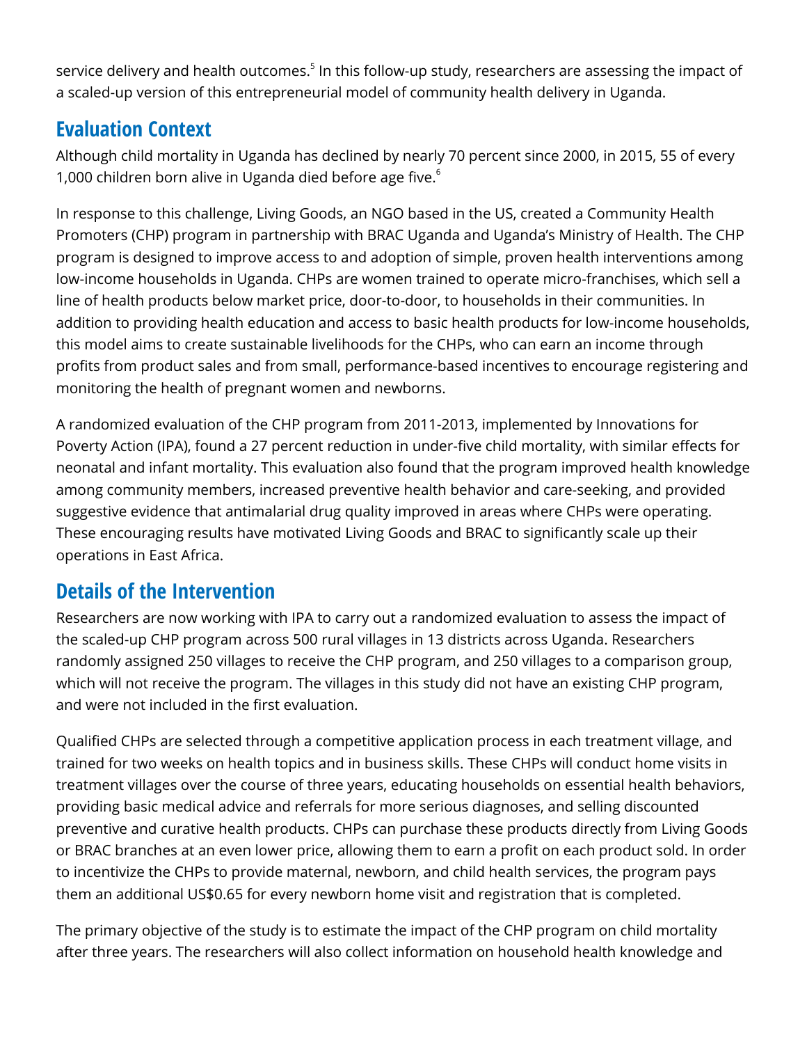service delivery and health outcomes.[5] In this follow-up study, researchers are assessing the impact of a scaled-up version of this entrepreneurial model of community health delivery in Uganda.

## Evaluation Context

Although child mortality in Uganda has declined by nearly 70 percent since 2000, in 2015, 55 of every 1,000 children born alive in Uganda died before age five.[6]

In response to this challenge, Living Goods, an NGO based in the US, created a Community Health Promoters (CHP) program in partnership with BRAC Uganda and Uganda's Ministry of Health. The CHP program is designed to improve access to and adoption of simple, proven health interventions among low-income households in Uganda. CHPs are women trained to operate micro-franchises, which sell a line of health products below market price, door-to-door, to households in their communities. In addition to providing health education and access to basic health products for low-income households, this model aims to create sustainable livelihoods for the CHPs, who can earn an income through profits from product sales and from small, performance-based incentives to encourage registering and monitoring the health of pregnant women and newborns.

A randomized evaluation of the CHP program from 2011-2013, implemented by Innovations for Poverty Action (IPA), found a 27 percent reduction in under-five child mortality, with similar effects for neonatal and infant mortality. This evaluation also found that the program improved health knowledge among community members, increased preventive health behavior and care-seeking, and provided suggestive evidence that antimalarial drug quality improved in areas where CHPs were operating. These encouraging results have motivated Living Goods and BRAC to significantly scale up their operations in East Africa.

## Details of the Intervention

Researchers are now working with IPA to carry out a randomized evaluation to assess the impact of the scaled-up CHP program across 500 rural villages in 13 districts across Uganda. Researchers randomly assigned 250 villages to receive the CHP program, and 250 villages to a comparison group, which will not receive the program. The villages in this study did not have an existing CHP program, and were not included in the first evaluation.

Qualified CHPs are selected through a competitive application process in each treatment village, and trained for two weeks on health topics and in business skills. These CHPs will conduct home visits in treatment villages over the course of three years, educating households on essential health behaviors, providing basic medical advice and referrals for more serious diagnoses, and selling discounted preventive and curative health products. CHPs can purchase these products directly from Living Goods or BRAC branches at an even lower price, allowing them to earn a profit on each product sold. In order to incentivize the CHPs to provide maternal, newborn, and child health services, the program pays them an additional US$0.65 for every newborn home visit and registration that is completed.

The primary objective of the study is to estimate the impact of the CHP program on child mortality after three years. The researchers will also collect information on household health knowledge and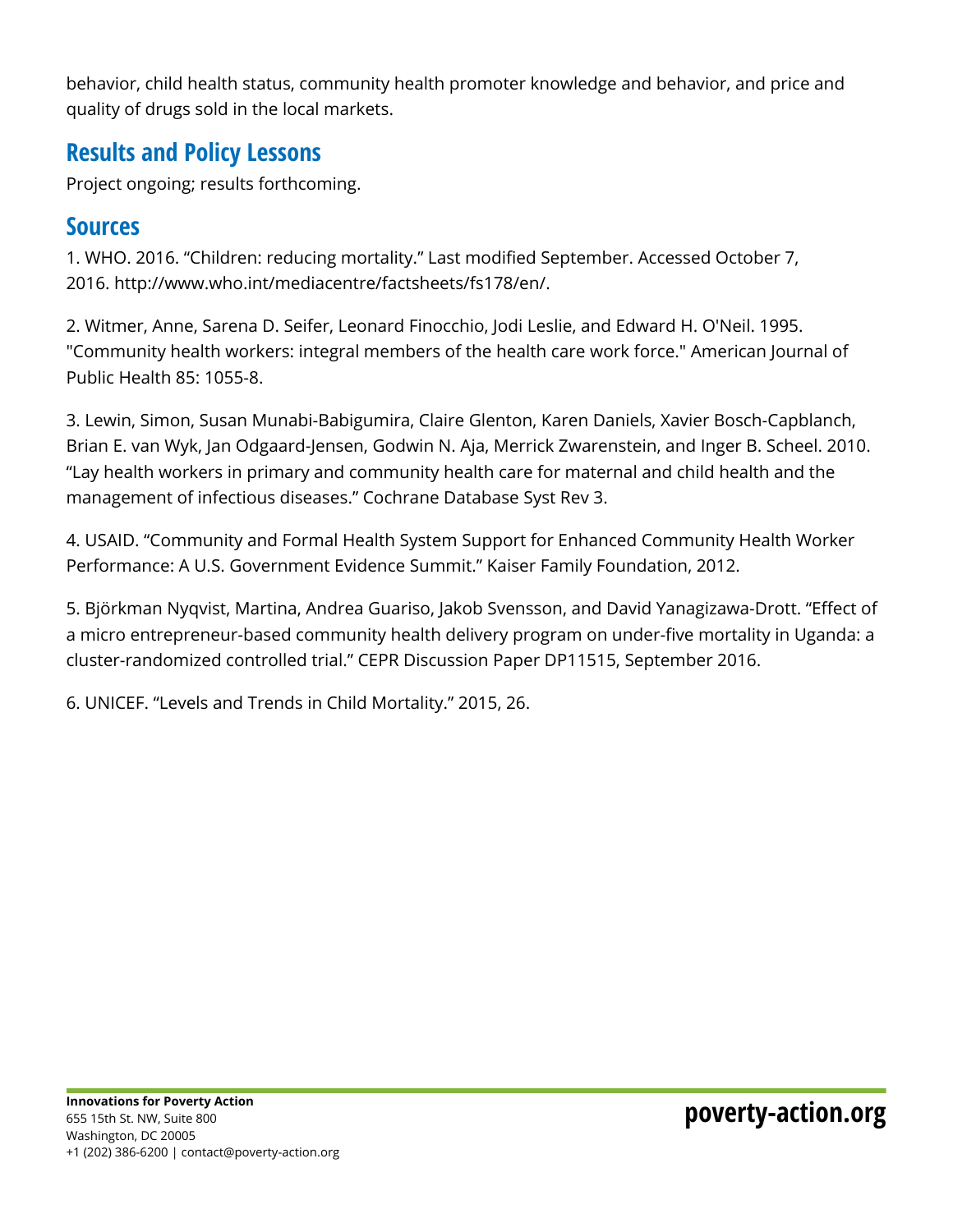behavior, child health status, community health promoter knowledge and behavior, and price and quality of drugs sold in the local markets.

## Results and Policy Lessons

Project ongoing; results forthcoming.

## Sources

1. WHO. 2016. “Children: reducing mortality.” Last modified September. Accessed October 7, 2016. http://www.who.int/mediacentre/factsheets/fs178/en/.

2. Witmer, Anne, Sarena D. Seifer, Leonard Finocchio, Jodi Leslie, and Edward H. O'Neil. 1995. "Community health workers: integral members of the health care work force." American Journal of Public Health 85: 1055-8.

3. Lewin, Simon, Susan Munabi-Babigumira, Claire Glenton, Karen Daniels, Xavier Bosch-Capblanch, Brian E. van Wyk, Jan Odgaard-Jensen, Godwin N. Aja, Merrick Zwarenstein, and Inger B. Scheel. 2010. “Lay health workers in primary and community health care for maternal and child health and the management of infectious diseases.” Cochrane Database Syst Rev 3.

4. USAID. “Community and Formal Health System Support for Enhanced Community Health Worker Performance: A U.S. Government Evidence Summit.” Kaiser Family Foundation, 2012.

5. Björkman Nyqvist, Martina, Andrea Guariso, Jakob Svensson, and David Yanagizawa-Drott. “Effect of a micro entrepreneur-based community health delivery program on under-five mortality in Uganda: a cluster-randomized controlled trial.” CEPR Discussion Paper DP11515, September 2016.

6. UNICEF. “Levels and Trends in Child Mortality.” 2015, 26.

**Innovations for Poverty Action**
655 15th St. NW, Suite 800
Washington, DC 20005
+1 (202) 386-6200 | contact@poverty-action.org

**poverty-action.org**